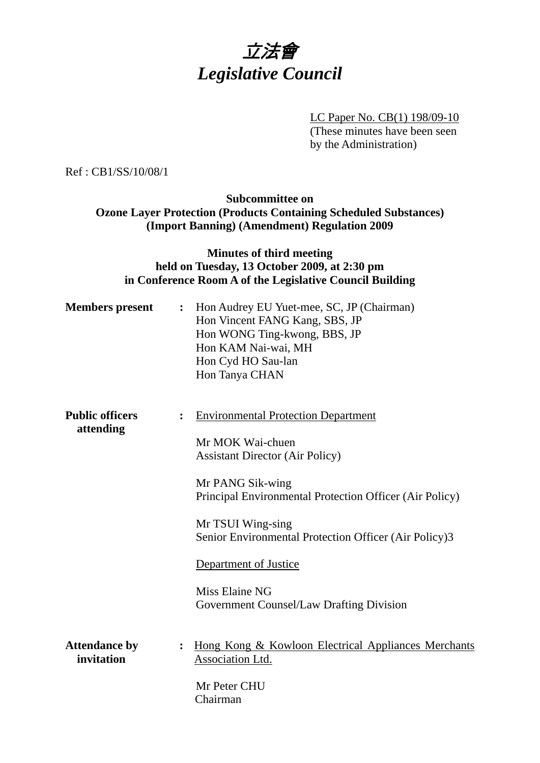# 立法會
# *Legislative Council*

LC Paper No. CB(1) 198/09-10
(These minutes have been seen by the Administration)

Ref : CB1/SS/10/08/1

**Subcommittee on**
**Ozone Layer Protection (Products Containing Scheduled Substances) (Import Banning) (Amendment) Regulation 2009**

**Minutes of third meeting**
**held on Tuesday, 13 October 2009, at 2:30 pm**
**in Conference Room A of the Legislative Council Building**

**Members present** :
Hon Audrey EU Yuet-mee, SC, JP (Chairman)
Hon Vincent FANG Kang, SBS, JP
Hon WONG Ting-kwong, BBS, JP
Hon KAM Nai-wai, MH
Hon Cyd HO Sau-lan
Hon Tanya CHAN

**Public officers attending** :

Environmental Protection Department

Mr MOK Wai-chuen
Assistant Director (Air Policy)

Mr PANG Sik-wing
Principal Environmental Protection Officer (Air Policy)

Mr TSUI Wing-sing
Senior Environmental Protection Officer (Air Policy)3

Department of Justice

Miss Elaine NG
Government Counsel/Law Drafting Division

**Attendance by invitation** :

Hong Kong & Kowloon Electrical Appliances Merchants Association Ltd.

Mr Peter CHU
Chairman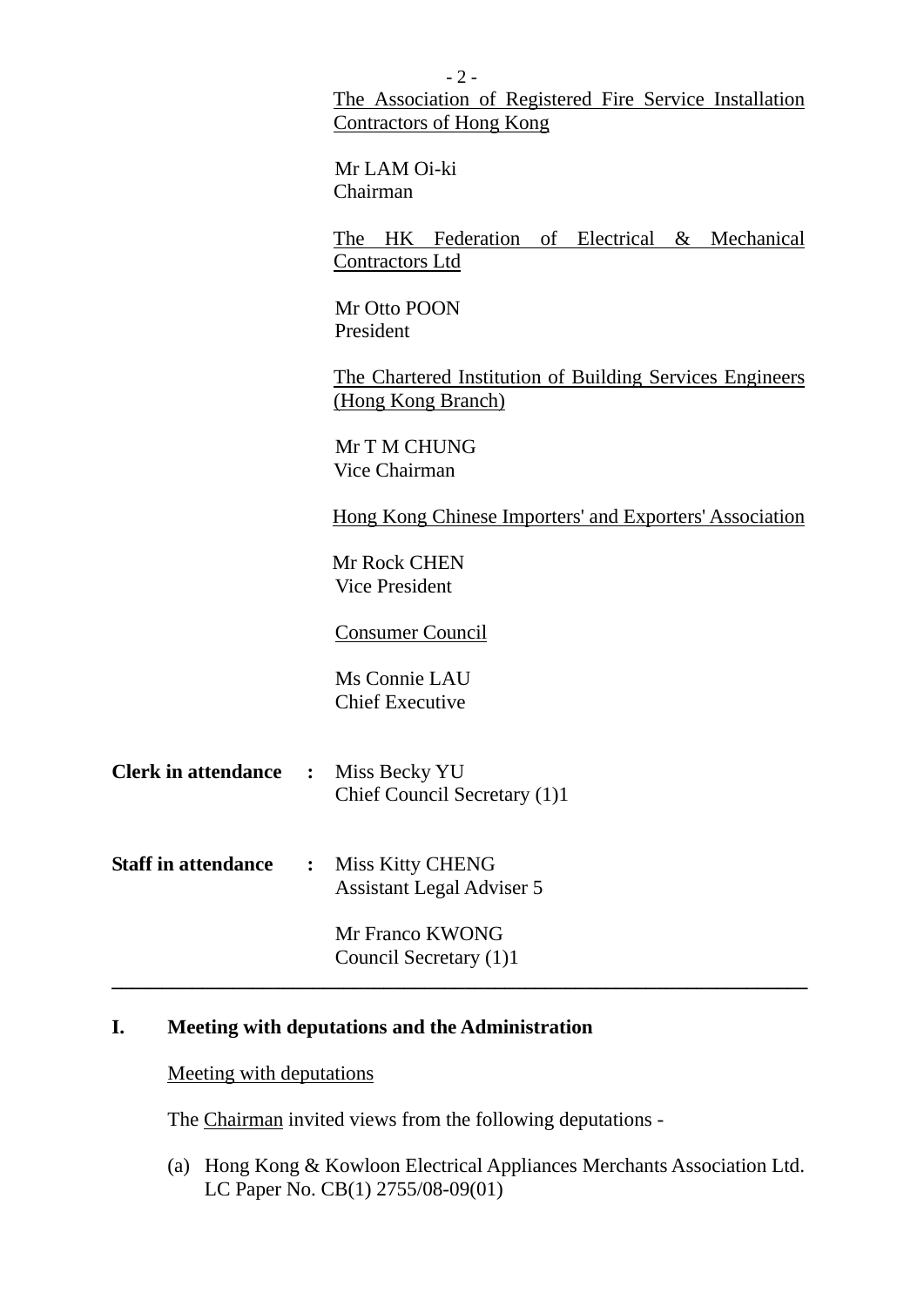The Association of Registered Fire Service Installation Contractors of Hong Kong

Mr LAM Oi-ki
Chairman

The HK Federation of Electrical & Mechanical Contractors Ltd

Mr Otto POON
President

The Chartered Institution of Building Services Engineers (Hong Kong Branch)

Mr T M CHUNG
Vice Chairman

Hong Kong Chinese Importers' and Exporters' Association

Mr Rock CHEN
Vice President

Consumer Council

Ms Connie LAU
Chief Executive

**Clerk in attendance** : Miss Becky YU
Chief Council Secretary (1)1

**Staff in attendance** : Miss Kitty CHENG
Assistant Legal Adviser 5

Mr Franco KWONG
Council Secretary (1)1

---

## I. Meeting with deputations and the Administration

Meeting with deputations

The Chairman invited views from the following deputations -

(a) Hong Kong & Kowloon Electrical Appliances Merchants Association Ltd.
LC Paper No. CB(1) 2755/08-09(01)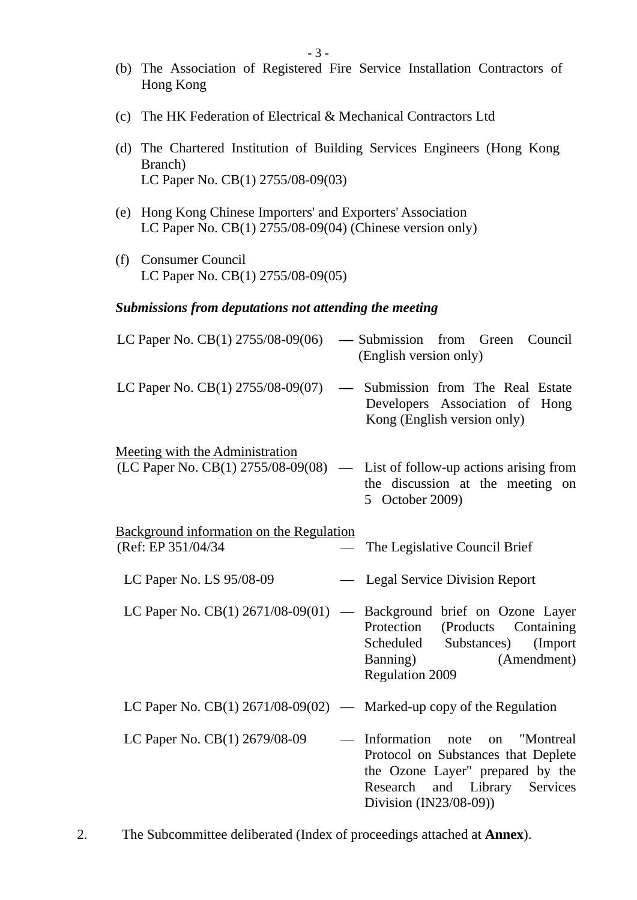(b) The Association of Registered Fire Service Installation Contractors of Hong Kong

(c) The HK Federation of Electrical & Mechanical Contractors Ltd

(d) The Chartered Institution of Building Services Engineers (Hong Kong Branch)
LC Paper No. CB(1) 2755/08-09(03)

(e) Hong Kong Chinese Importers' and Exporters' Association
LC Paper No. CB(1) 2755/08-09(04) (Chinese version only)

(f) Consumer Council
LC Paper No. CB(1) 2755/08-09(05)

***Submissions from deputations not attending the meeting***

LC Paper No. CB(1) 2755/08-09(06) — Submission from Green Council (English version only)

LC Paper No. CB(1) 2755/08-09(07) — Submission from The Real Estate Developers Association of Hong Kong (English version only)

Meeting with the Administration

(LC Paper No. CB(1) 2755/08-09(08) — List of follow-up actions arising from the discussion at the meeting on 5 October 2009)

Background information on the Regulation

(Ref: EP 351/04/34 — The Legislative Council Brief

LC Paper No. LS 95/08-09 — Legal Service Division Report

LC Paper No. CB(1) 2671/08-09(01) — Background brief on Ozone Layer Protection (Products Containing Scheduled Substances) (Import Banning) (Amendment) Regulation 2009

LC Paper No. CB(1) 2671/08-09(02) — Marked-up copy of the Regulation

LC Paper No. CB(1) 2679/08-09 — Information note on "Montreal Protocol on Substances that Deplete the Ozone Layer" prepared by the Research and Library Services Division (IN23/08-09))

2. The Subcommittee deliberated (Index of proceedings attached at **Annex**).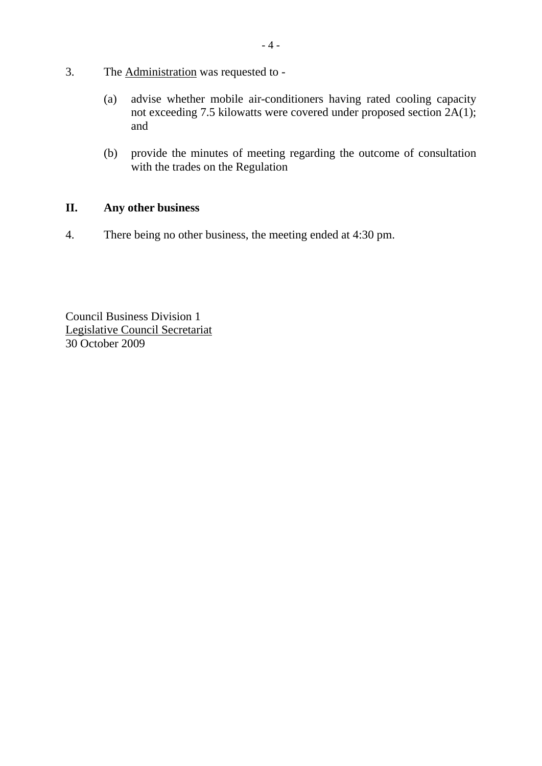3. The Administration was requested to -

   (a) advise whether mobile air-conditioners having rated cooling capacity not exceeding 7.5 kilowatts were covered under proposed section 2A(1); and

   (b) provide the minutes of meeting regarding the outcome of consultation with the trades on the Regulation

## II. Any other business

4. There being no other business, the meeting ended at 4:30 pm.

Council Business Division 1
Legislative Council Secretariat
30 October 2009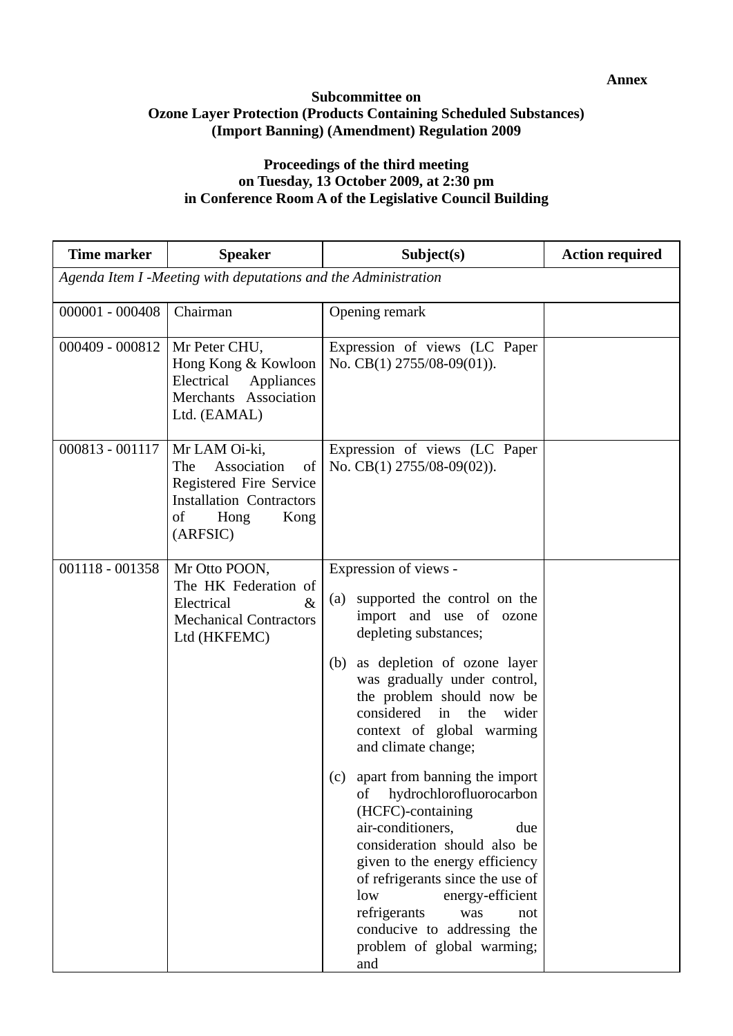**Annex**

**Subcommittee on**
**Ozone Layer Protection (Products Containing Scheduled Substances) (Import Banning) (Amendment) Regulation 2009**

**Proceedings of the third meeting**
**on Tuesday, 13 October 2009, at 2:30 pm**
**in Conference Room A of the Legislative Council Building**

| Time marker | Speaker | Subject(s) | Action required |
|---|---|---|---|
| *Agenda Item I -Meeting with deputations and the Administration* | | | |
| 000001 - 000408 | Chairman | Opening remark | |
| 000409 - 000812 | Mr Peter CHU, Hong Kong & Kowloon Electrical Appliances Merchants Association Ltd. (EAMAL) | Expression of views (LC Paper No. CB(1) 2755/08-09(01)). | |
| 000813 - 001117 | Mr LAM Oi-ki, The Association of Registered Fire Service Installation Contractors of Hong Kong (ARFSIC) | Expression of views (LC Paper No. CB(1) 2755/08-09(02)). | |
| 001118 - 001358 | Mr Otto POON, The HK Federation of Electrical & Mechanical Contractors Ltd (HKFEMC) | Expression of views - (a) supported the control on the import and use of ozone depleting substances; (b) as depletion of ozone layer was gradually under control, the problem should now be considered in the wider context of global warming and climate change; (c) apart from banning the import of hydrochlorofluorocarbon (HCFC)-containing air-conditioners, due consideration should also be given to the energy efficiency of refrigerants since the use of low energy-efficient refrigerants was not conducive to addressing the problem of global warming; and | |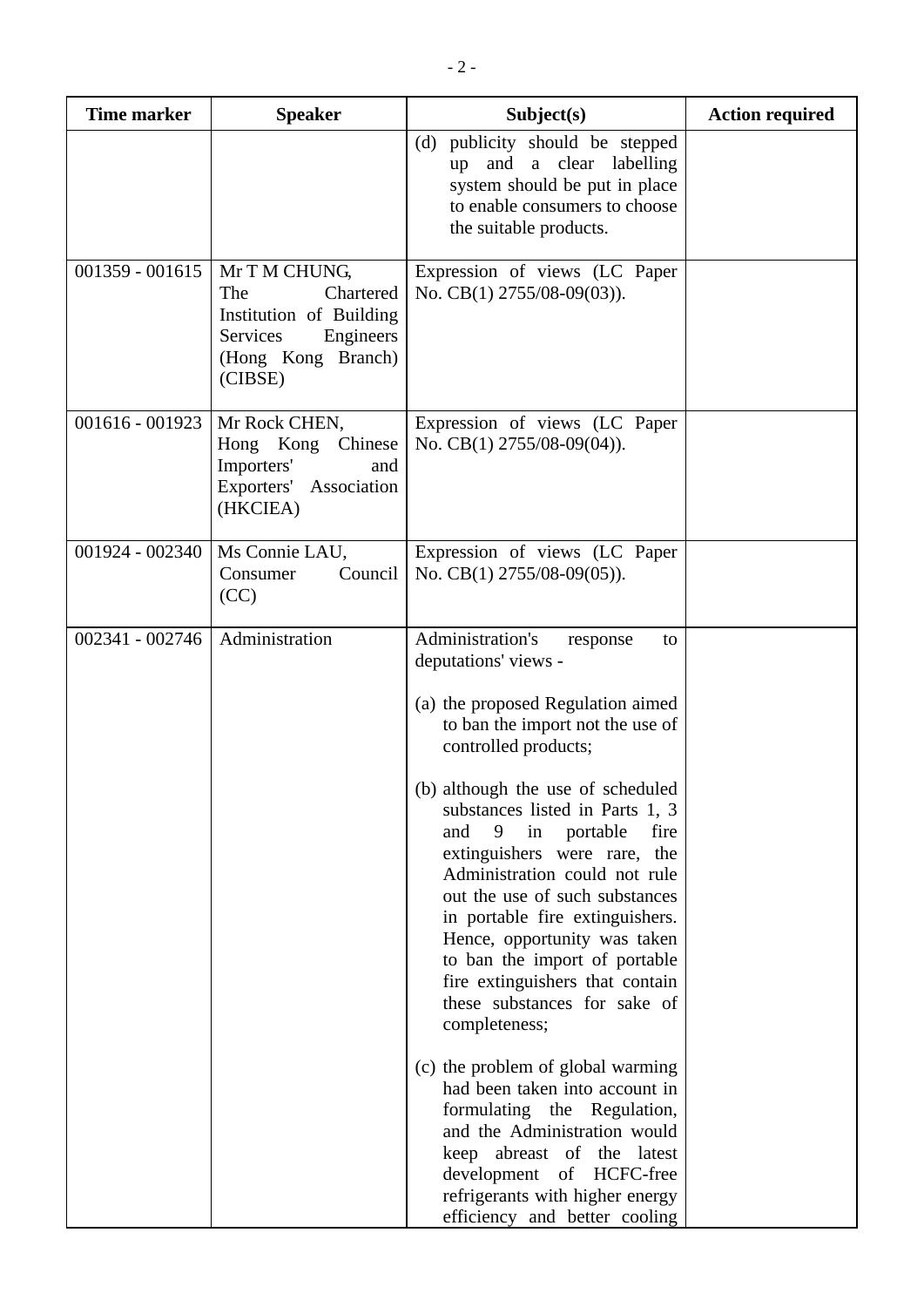| Time marker | Speaker | Subject(s) | Action required |
|---|---|---|---|
| | | (d) publicity should be stepped up and a clear labelling system should be put in place to enable consumers to choose the suitable products. | |
| 001359 - 001615 | Mr T M CHUNG, The Chartered Institution of Building Services Engineers (Hong Kong Branch) (CIBSE) | Expression of views (LC Paper No. CB(1) 2755/08-09(03)). | |
| 001616 - 001923 | Mr Rock CHEN, Hong Kong Chinese Importers' and Exporters' Association (HKCIEA) | Expression of views (LC Paper No. CB(1) 2755/08-09(04)). | |
| 001924 - 002340 | Ms Connie LAU, Consumer Council (CC) | Expression of views (LC Paper No. CB(1) 2755/08-09(05)). | |
| 002341 - 002746 | Administration | Administration's response to deputations' views - <br><br> (a) the proposed Regulation aimed to ban the import not the use of controlled products; <br><br> (b) although the use of scheduled substances listed in Parts 1, 3 and 9 in portable fire extinguishers were rare, the Administration could not rule out the use of such substances in portable fire extinguishers. Hence, opportunity was taken to ban the import of portable fire extinguishers that contain these substances for sake of completeness; <br><br> (c) the problem of global warming had been taken into account in formulating the Regulation, and the Administration would keep abreast of the latest development of HCFC-free refrigerants with higher energy efficiency and better cooling | |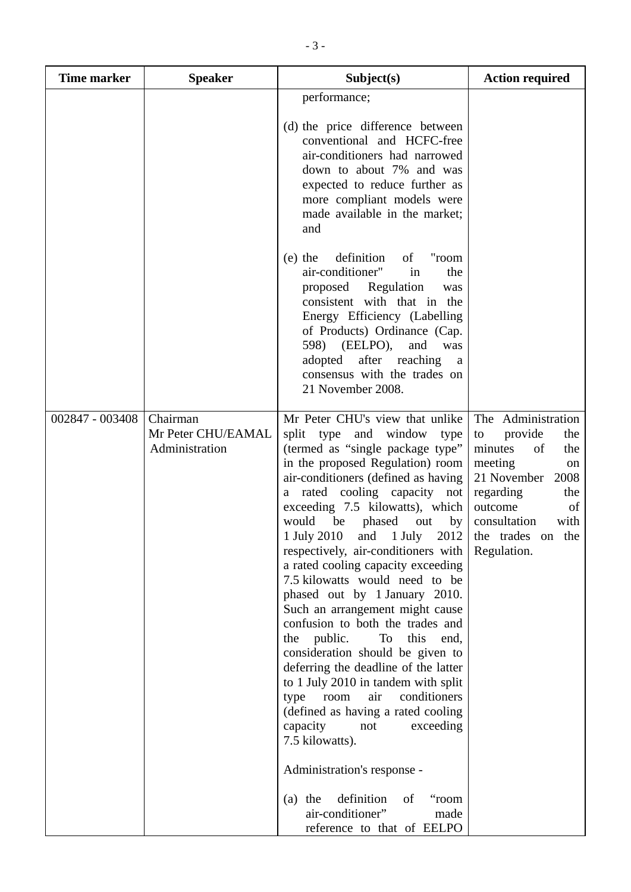| Time marker | Speaker | Subject(s) | Action required |
|---|---|---|---|
| | | performance;<br><br>(d) the price difference between conventional and HCFC-free air-conditioners had narrowed down to about 7% and was expected to reduce further as more compliant models were made available in the market; and<br><br>(e) the definition of "room air-conditioner" in the proposed Regulation was consistent with that in the Energy Efficiency (Labelling of Products) Ordinance (Cap. 598) (EELPO), and was adopted after reaching a consensus with the trades on 21 November 2008. | |
| 002847 - 003408 | Chairman<br>Mr Peter CHU/EAMAL<br>Administration | Mr Peter CHU's view that unlike split type and window type (termed as "single package type" in the proposed Regulation) room air-conditioners (defined as having a rated cooling capacity not exceeding 7.5 kilowatts), which would be phased out by 1 July 2010 and 1 July 2012 respectively, air-conditioners with a rated cooling capacity exceeding 7.5 kilowatts would need to be phased out by 1 January 2010. Such an arrangement might cause confusion to both the trades and the public. To this end, consideration should be given to deferring the deadline of the latter to 1 July 2010 in tandem with split type room air conditioners (defined as having a rated cooling capacity not exceeding 7.5 kilowatts).<br><br>Administration's response -<br><br>(a) the definition of "room air-conditioner" made reference to that of EELPO | The Administration to provide the minutes of the meeting on 21 November 2008 regarding the outcome of consultation with the trades on the Regulation. |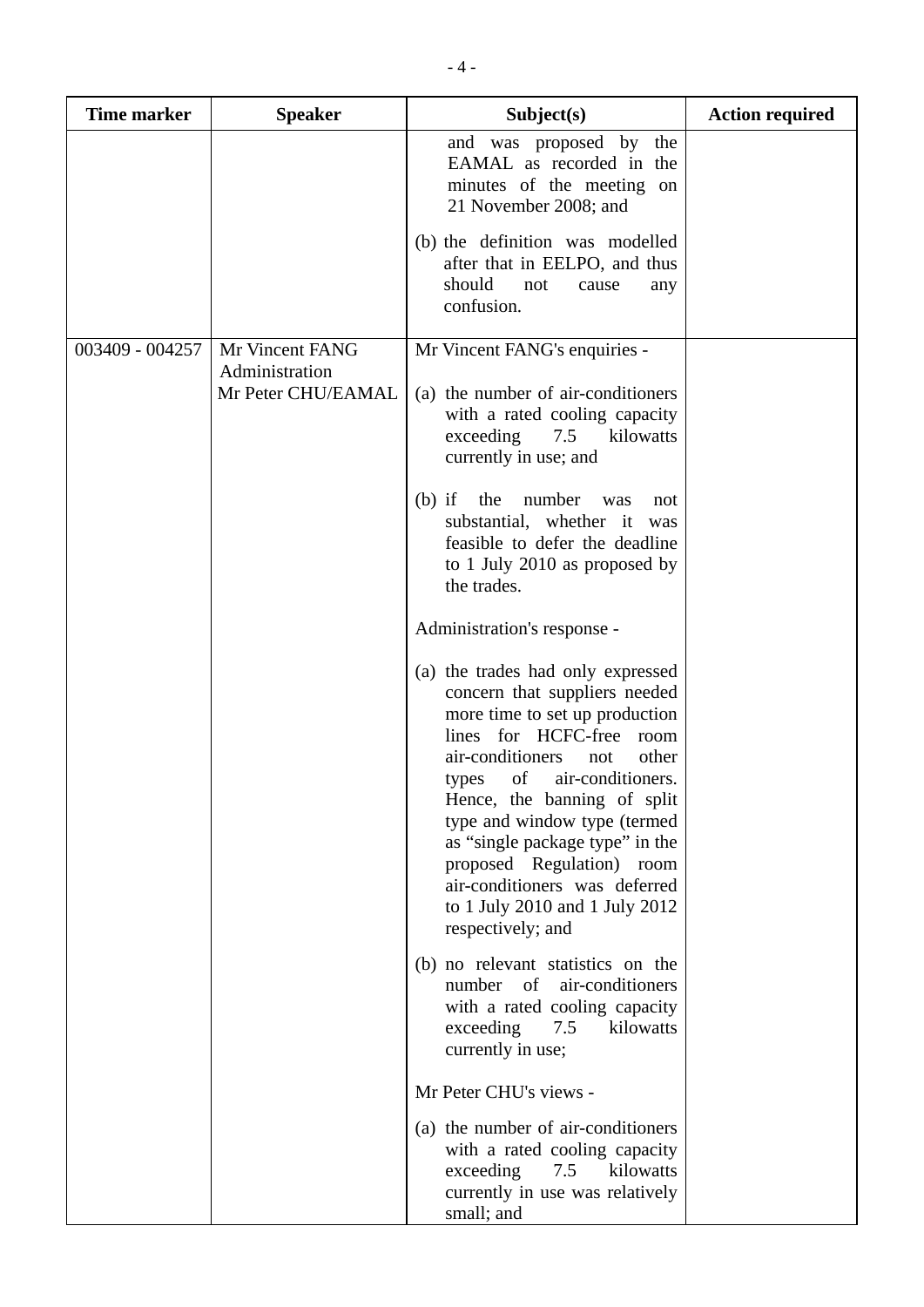| Time marker | Speaker | Subject(s) | Action required |
|---|---|---|---|
| | | and was proposed by the EAMAL as recorded in the minutes of the meeting on 21 November 2008; and<br><br>(b) the definition was modelled after that in EELPO, and thus should not cause any confusion. | |
| 003409 - 004257 | Mr Vincent FANG<br>Administration<br>Mr Peter CHU/EAMAL | Mr Vincent FANG's enquiries -<br><br>(a) the number of air-conditioners with a rated cooling capacity exceeding 7.5 kilowatts currently in use; and<br><br>(b) if the number was not substantial, whether it was feasible to defer the deadline to 1 July 2010 as proposed by the trades.<br><br>Administration's response -<br><br>(a) the trades had only expressed concern that suppliers needed more time to set up production lines for HCFC-free room air-conditioners not other types of air-conditioners. Hence, the banning of split type and window type (termed as "single package type" in the proposed Regulation) room air-conditioners was deferred to 1 July 2010 and 1 July 2012 respectively; and<br><br>(b) no relevant statistics on the number of air-conditioners with a rated cooling capacity exceeding 7.5 kilowatts currently in use;<br><br>Mr Peter CHU's views -<br><br>(a) the number of air-conditioners with a rated cooling capacity exceeding 7.5 kilowatts currently in use was relatively small; and | |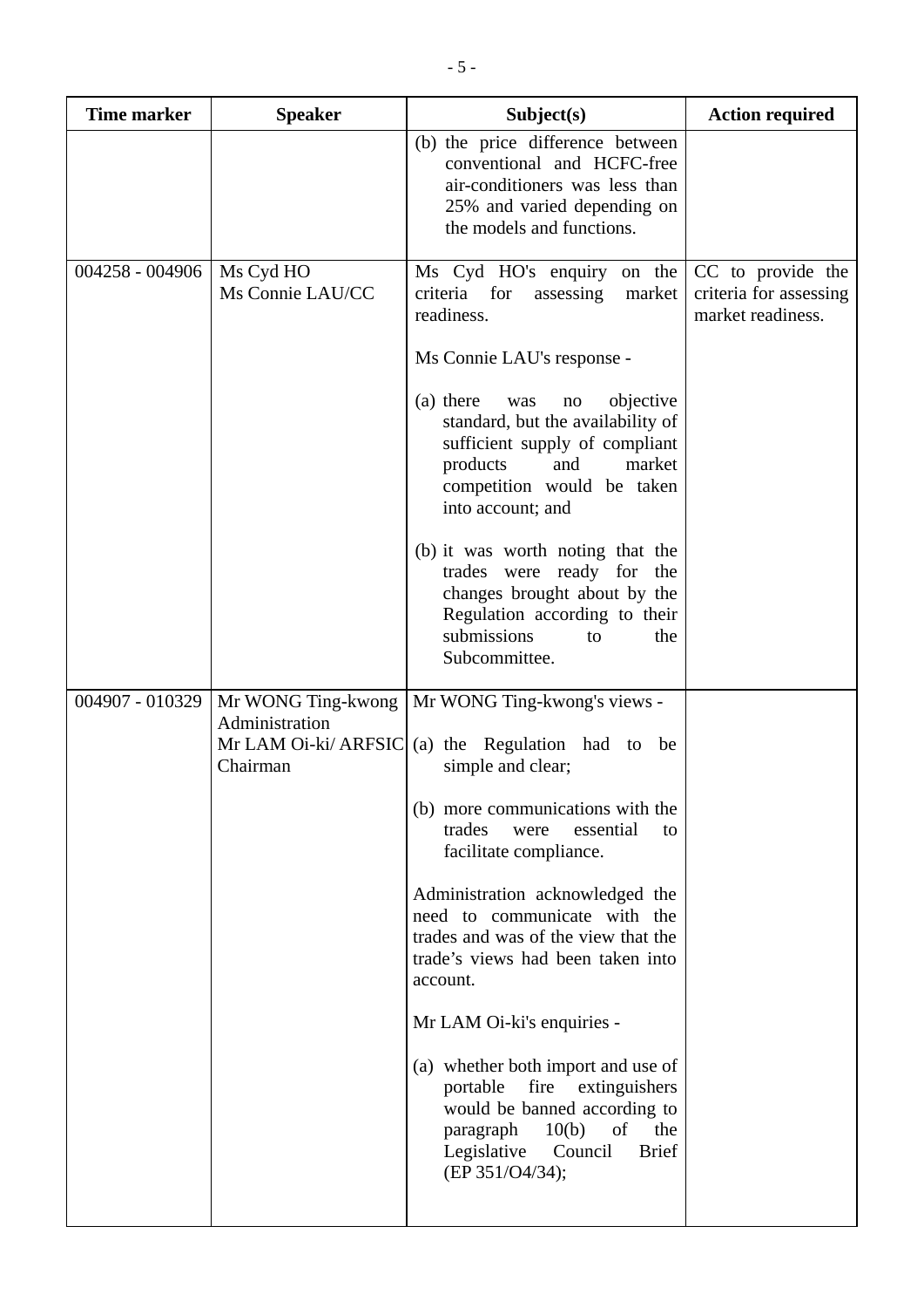| Time marker | Speaker | Subject(s) | Action required |
|---|---|---|---|
| | | (b) the price difference between conventional and HCFC-free air-conditioners was less than 25% and varied depending on the models and functions. | |
| 004258 - 004906 | Ms Cyd HO<br>Ms Connie LAU/CC | Ms Cyd HO's enquiry on the criteria for assessing market readiness.<br><br>Ms Connie LAU's response -<br><br>(a) there was no objective standard, but the availability of sufficient supply of compliant products and market competition would be taken into account; and<br><br>(b) it was worth noting that the trades were ready for the changes brought about by the Regulation according to their submissions to the Subcommittee. | CC to provide the criteria for assessing market readiness. |
| 004907 - 010329 | Mr WONG Ting-kwong<br>Administration<br>Mr LAM Oi-ki/ ARFSIC<br>Chairman | Mr WONG Ting-kwong's views -<br><br>(a) the Regulation had to be simple and clear;<br><br>(b) more communications with the trades were essential to facilitate compliance.<br><br>Administration acknowledged the need to communicate with the trades and was of the view that the trade's views had been taken into account.<br><br>Mr LAM Oi-ki's enquiries -<br><br>(a) whether both import and use of portable fire extinguishers would be banned according to paragraph 10(b) of the Legislative Council Brief (EP 351/O4/34); | |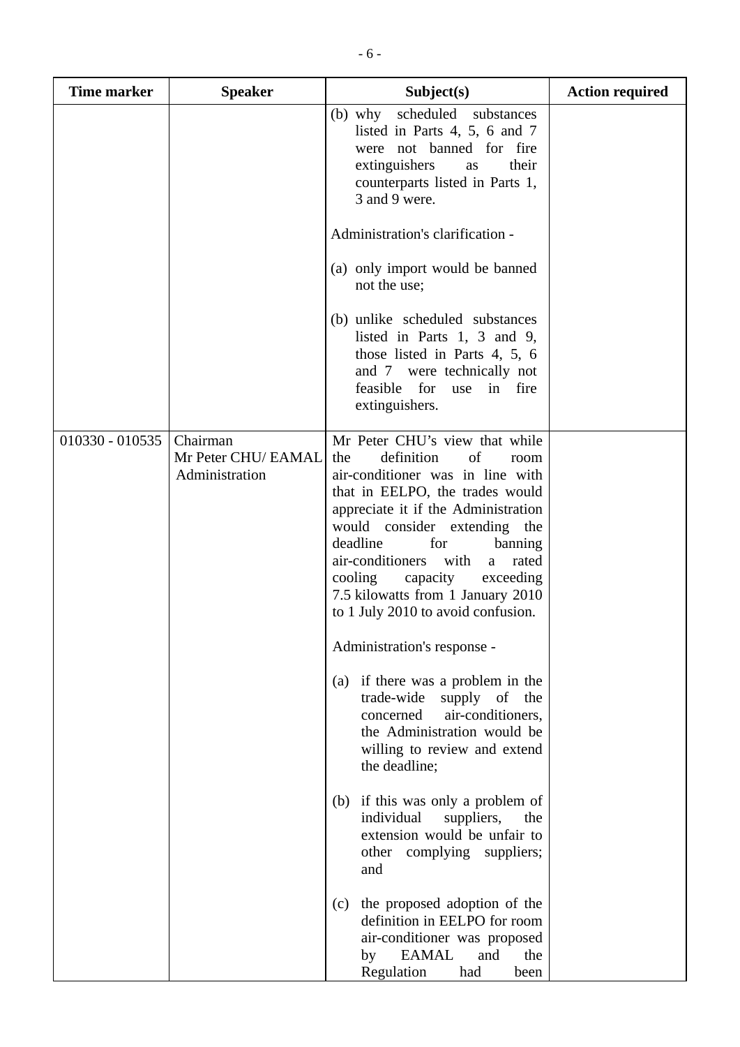| Time marker | Speaker | Subject(s) | Action required |
|---|---|---|---|
| | | (b) why scheduled substances listed in Parts 4, 5, 6 and 7 were not banned for fire extinguishers as their counterparts listed in Parts 1, 3 and 9 were.<br><br>Administration's clarification -<br><br>(a) only import would be banned not the use;<br><br>(b) unlike scheduled substances listed in Parts 1, 3 and 9, those listed in Parts 4, 5, 6 and 7 were technically not feasible for use in fire extinguishers. | |
| 010330 - 010535 | Chairman<br>Mr Peter CHU/ EAMAL<br>Administration | Mr Peter CHU's view that while the definition of room air-conditioner was in line with that in EELPO, the trades would appreciate it if the Administration would consider extending the deadline for banning air-conditioners with a rated cooling capacity exceeding 7.5 kilowatts from 1 January 2010 to 1 July 2010 to avoid confusion.<br><br>Administration's response -<br><br>(a) if there was a problem in the trade-wide supply of the concerned air-conditioners, the Administration would be willing to review and extend the deadline;<br><br>(b) if this was only a problem of individual suppliers, the extension would be unfair to other complying suppliers; and<br><br>(c) the proposed adoption of the definition in EELPO for room air-conditioner was proposed by EAMAL and the Regulation had been | |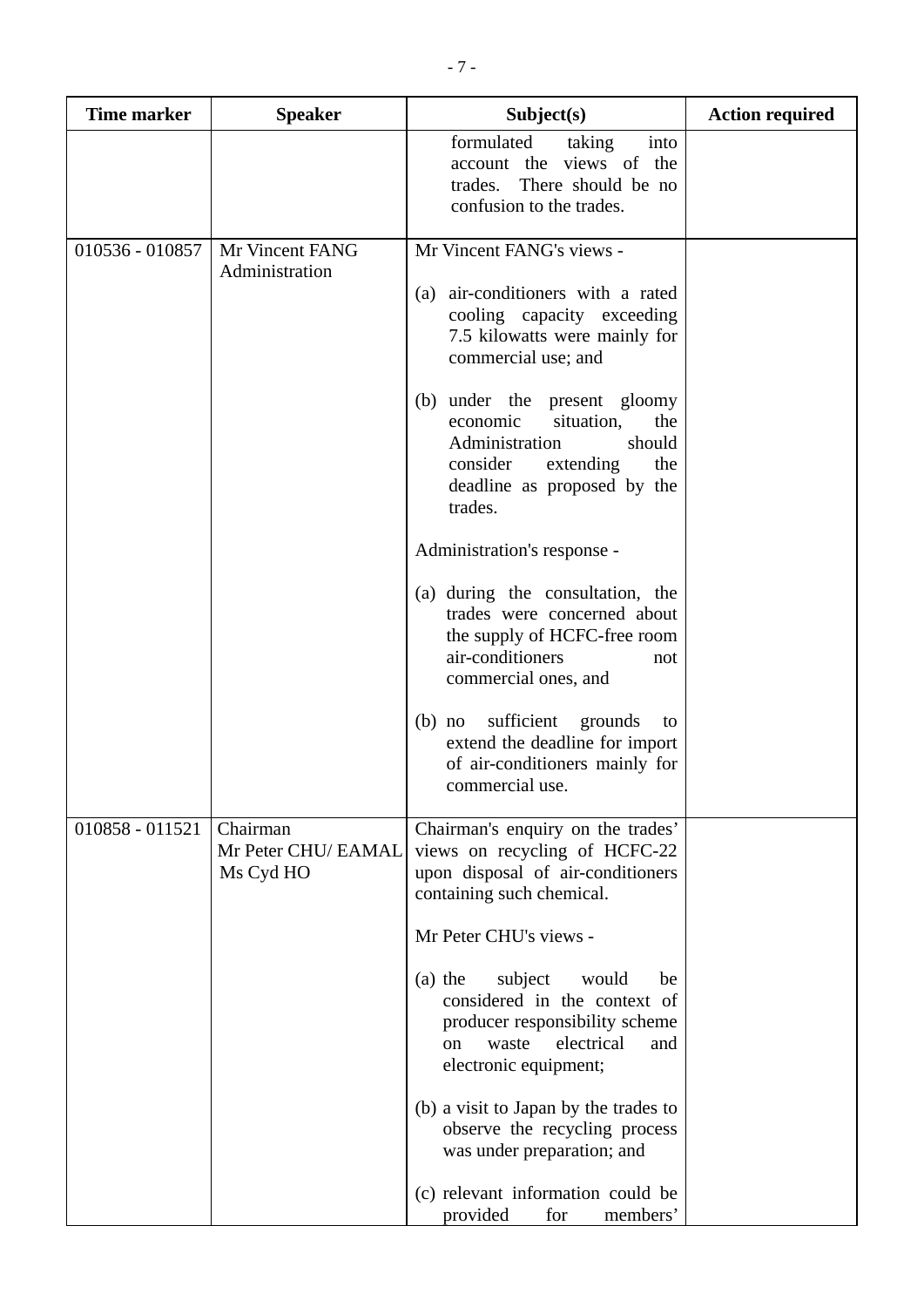| Time marker | Speaker | Subject(s) | Action required |
|---|---|---|---|
| | | formulated taking into account the views of the trades. There should be no confusion to the trades. | |
| 010536 - 010857 | Mr Vincent FANG<br>Administration | Mr Vincent FANG's views -<br><br>(a) air-conditioners with a rated cooling capacity exceeding 7.5 kilowatts were mainly for commercial use; and<br><br>(b) under the present gloomy economic situation, the Administration should consider extending the deadline as proposed by the trades.<br><br>Administration's response -<br><br>(a) during the consultation, the trades were concerned about the supply of HCFC-free room air-conditioners not commercial ones, and<br><br>(b) no sufficient grounds to extend the deadline for import of air-conditioners mainly for commercial use. | |
| 010858 - 011521 | Chairman<br>Mr Peter CHU/ EAMAL<br>Ms Cyd HO | Chairman's enquiry on the trades' views on recycling of HCFC-22 upon disposal of air-conditioners containing such chemical.<br><br>Mr Peter CHU's views -<br><br>(a) the subject would be considered in the context of producer responsibility scheme on waste electrical and electronic equipment;<br><br>(b) a visit to Japan by the trades to observe the recycling process was under preparation; and<br><br>(c) relevant information could be provided for members' | |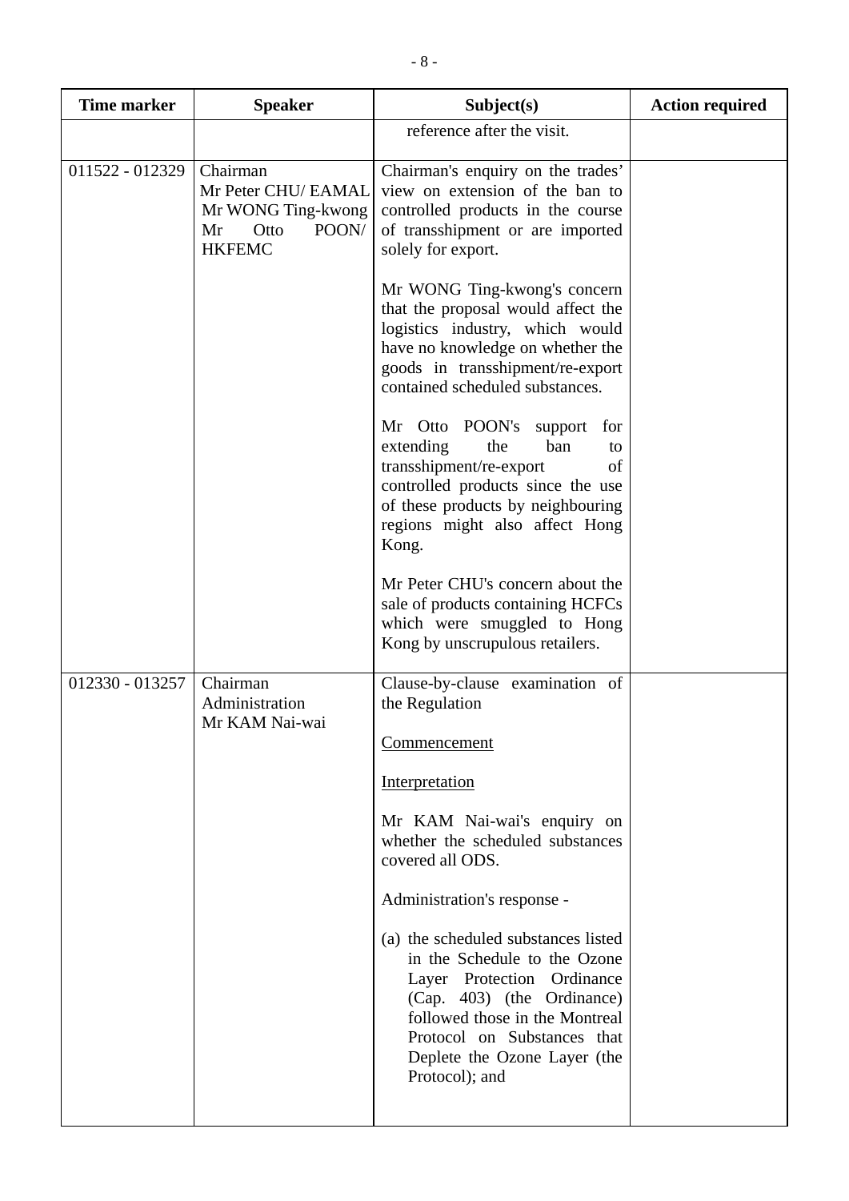| Time marker | Speaker | Subject(s) | Action required |
|---|---|---|---|
| | | reference after the visit. | |
| 011522 - 012329 | Chairman<br>Mr Peter CHU/ EAMAL<br>Mr WONG Ting-kwong<br>Mr Otto POON/ HKFEMC | Chairman's enquiry on the trades' view on extension of the ban to controlled products in the course of transshipment or are imported solely for export.<br><br>Mr WONG Ting-kwong's concern that the proposal would affect the logistics industry, which would have no knowledge on whether the goods in transshipment/re-export contained scheduled substances.<br><br>Mr Otto POON's support for extending the ban to transshipment/re-export of controlled products since the use of these products by neighbouring regions might also affect Hong Kong.<br><br>Mr Peter CHU's concern about the sale of products containing HCFCs which were smuggled to Hong Kong by unscrupulous retailers. | |
| 012330 - 013257 | Chairman<br>Administration<br>Mr KAM Nai-wai | Clause-by-clause examination of the Regulation<br><br><u>Commencement</u><br><br><u>Interpretation</u><br><br>Mr KAM Nai-wai's enquiry on whether the scheduled substances covered all ODS.<br><br>Administration's response -<br><br>(a) the scheduled substances listed in the Schedule to the Ozone Layer Protection Ordinance (Cap. 403) (the Ordinance) followed those in the Montreal Protocol on Substances that Deplete the Ozone Layer (the Protocol); and | |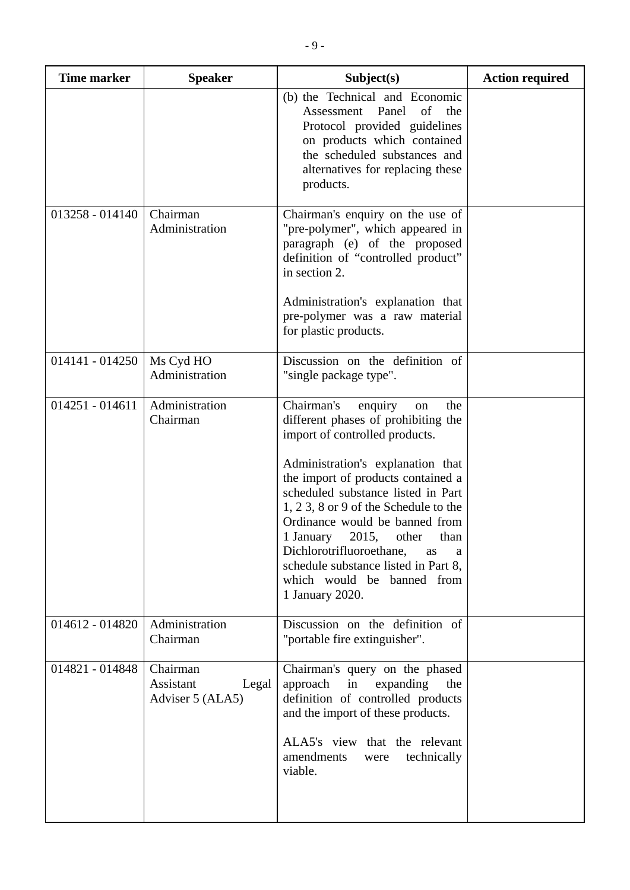| Time marker | Speaker | Subject(s) | Action required |
|---|---|---|---|
| | | (b) the Technical and Economic Assessment Panel of the Protocol provided guidelines on products which contained the scheduled substances and alternatives for replacing these products. | |
| 013258 - 014140 | Chairman<br>Administration | Chairman's enquiry on the use of "pre-polymer", which appeared in paragraph (e) of the proposed definition of "controlled product" in section 2.<br><br>Administration's explanation that pre-polymer was a raw material for plastic products. | |
| 014141 - 014250 | Ms Cyd HO<br>Administration | Discussion on the definition of "single package type". | |
| 014251 - 014611 | Administration<br>Chairman | Chairman's enquiry on the different phases of prohibiting the import of controlled products.<br><br>Administration's explanation that the import of products contained a scheduled substance listed in Part 1, 2 3, 8 or 9 of the Schedule to the Ordinance would be banned from 1 January 2015, other than Dichlorotrifluoroethane, as a schedule substance listed in Part 8, which would be banned from 1 January 2020. | |
| 014612 - 014820 | Administration<br>Chairman | Discussion on the definition of "portable fire extinguisher". | |
| 014821 - 014848 | Chairman<br>Assistant Legal Adviser 5 (ALA5) | Chairman's query on the phased approach in expanding the definition of controlled products and the import of these products.<br><br>ALA5's view that the relevant amendments were technically viable. | |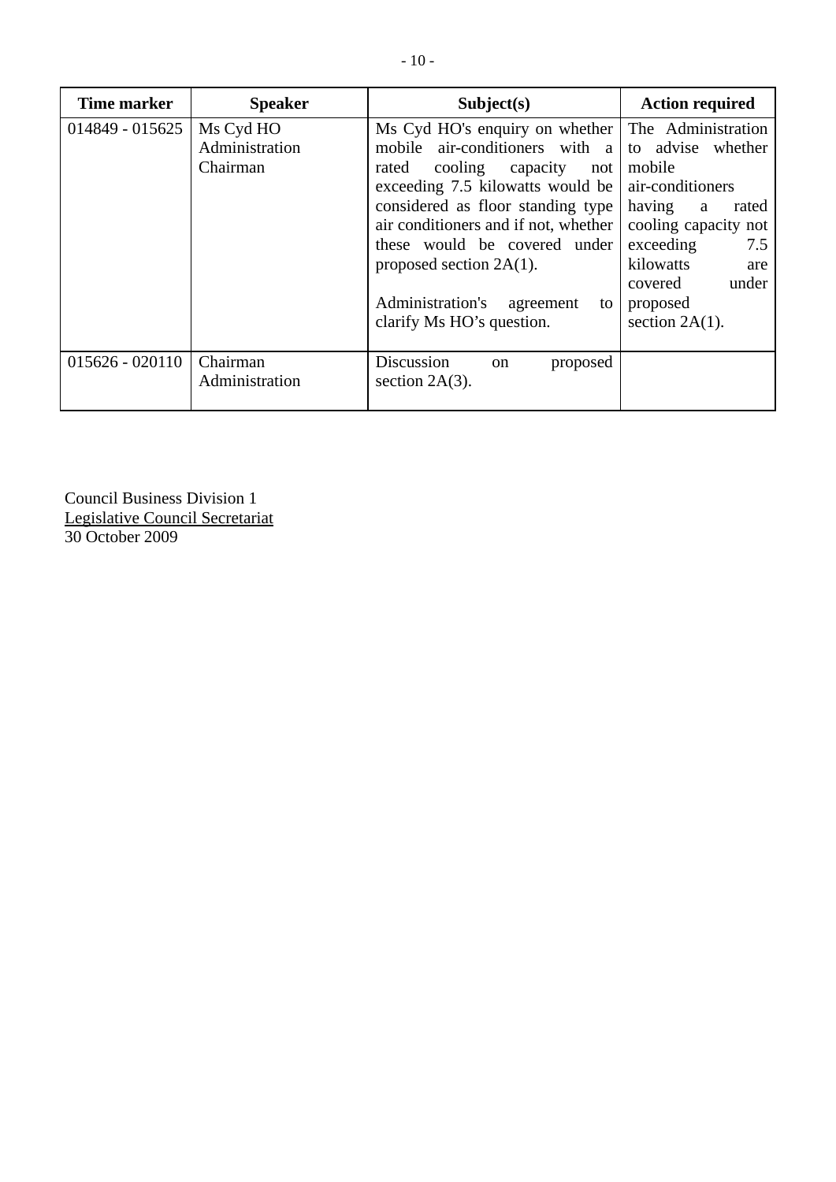| Time marker | Speaker | Subject(s) | Action required |
|---|---|---|---|
| 014849 - 015625 | Ms Cyd HO<br>Administration<br>Chairman | Ms Cyd HO's enquiry on whether mobile air-conditioners with a rated cooling capacity not exceeding 7.5 kilowatts would be considered as floor standing type air conditioners and if not, whether these would be covered under proposed section 2A(1).<br><br>Administration's agreement to clarify Ms HO's question. | The Administration to advise whether mobile air-conditioners having a rated cooling capacity not exceeding 7.5 kilowatts are covered under proposed section 2A(1). |
| 015626 - 020110 | Chairman<br>Administration | Discussion on proposed section 2A(3). | |

Council Business Division 1
Legislative Council Secretariat
30 October 2009